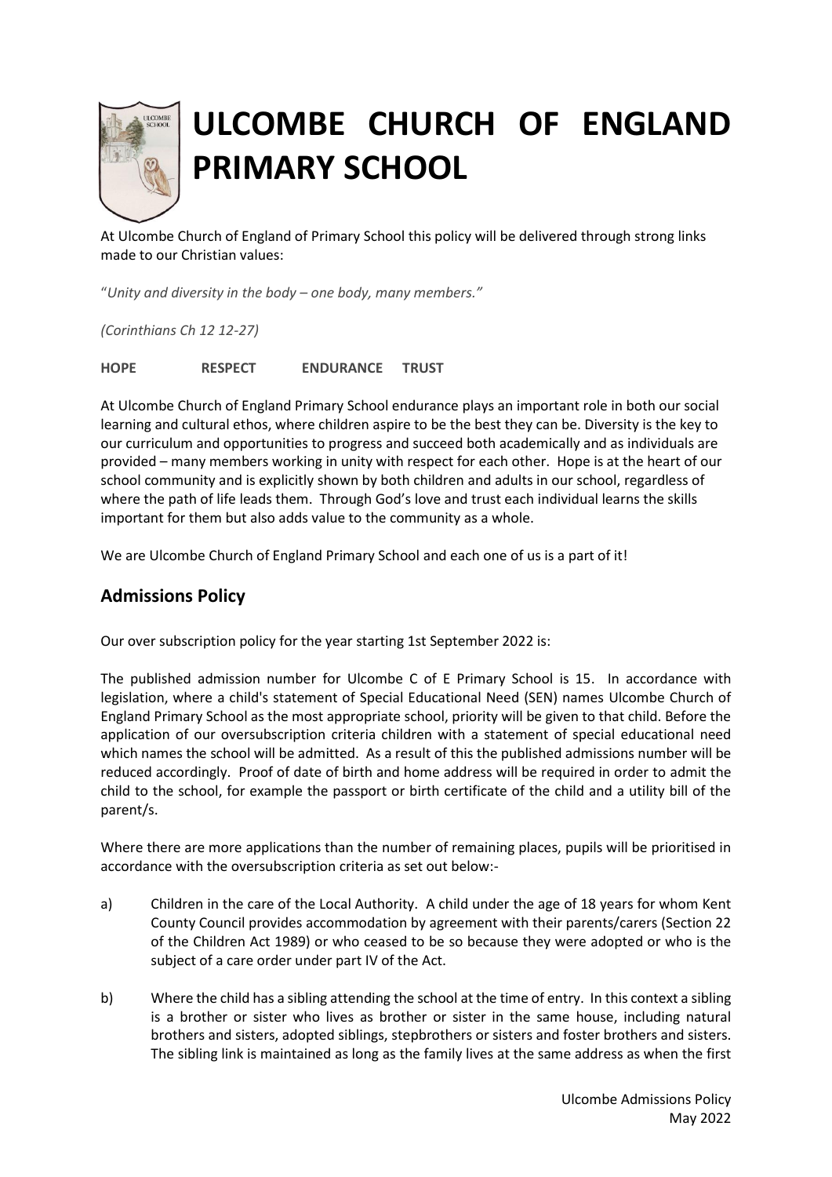# ULCOMBE CHURCH OF ENGLAND PRIMARY SCHOOL

At Ulcombe Church of England of Primary School this policy will be delivered through strong links made to our Christian values:

"*Unity and diversity in the body – one body, many members."*

*(Corinthians Ch 12 12-27)*

**HOPE RESPECT ENDURANCE TRUST**

At Ulcombe Church of England Primary School endurance plays an important role in both our social learning and cultural ethos, where children aspire to be the best they can be. Diversity is the key to our curriculum and opportunities to progress and succeed both academically and as individuals are provided – many members working in unity with respect for each other. Hope is at the heart of our school community and is explicitly shown by both children and adults in our school, regardless of where the path of life leads them. Through God's love and trust each individual learns the skills important for them but also adds value to the community as a whole.

We are Ulcombe Church of England Primary School and each one of us is a part of it!

## Admissions Policy

Our over subscription policy for the year starting 1st September 2022 is:

The published admission number for Ulcombe C of E Primary School is 15. In accordance with legislation, where a child's statement of Special Educational Need (SEN) names Ulcombe Church of England Primary School as the most appropriate school, priority will be given to that child. Before the application of our oversubscription criteria children with a statement of special educational need which names the school will be admitted. As a result of this the published admissions number will be reduced accordingly. Proof of date of birth and home address will be required in order to admit the child to the school, for example the passport or birth certificate of the child and a utility bill of the parent/s.

Where there are more applications than the number of remaining places, pupils will be prioritised in accordance with the oversubscription criteria as set out below:-

a) Children in the care of the Local Authority. A child under the age of 18 years for whom Kent County Council provides accommodation by agreement with their parents/carers (Section 22 of the Children Act 1989) or who ceased to be so because they were adopted or who is the subject of a care order under part IV of the Act.

b) Where the child has a sibling attending the school at the time of entry. In this context a sibling is a brother or sister who lives as brother or sister in the same house, including natural brothers and sisters, adopted siblings, stepbrothers or sisters and foster brothers and sisters. The sibling link is maintained as long as the family lives at the same address as when the first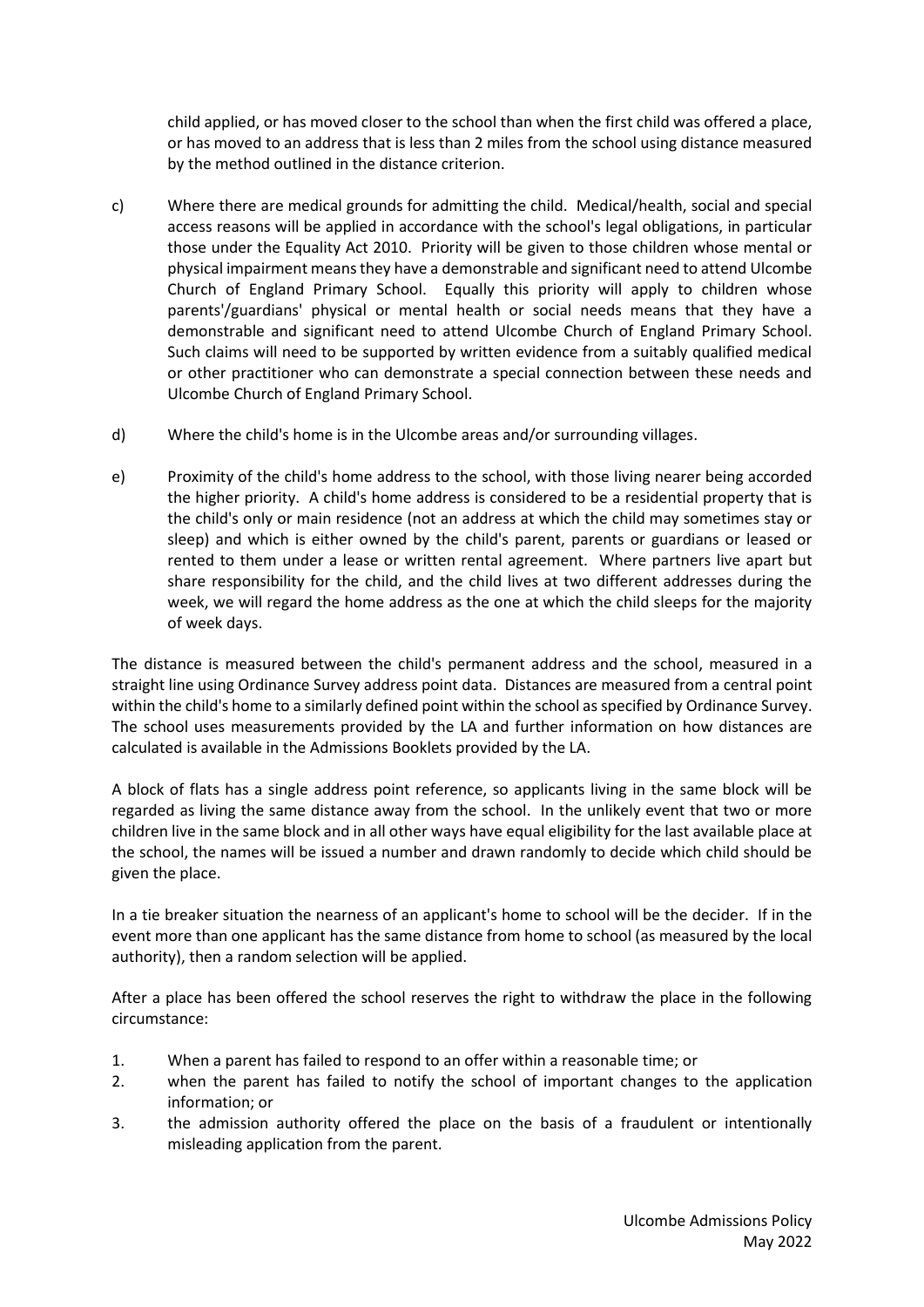child applied, or has moved closer to the school than when the first child was offered a place, or has moved to an address that is less than 2 miles from the school using distance measured by the method outlined in the distance criterion.

c) Where there are medical grounds for admitting the child. Medical/health, social and special access reasons will be applied in accordance with the school's legal obligations, in particular those under the Equality Act 2010. Priority will be given to those children whose mental or physical impairment means they have a demonstrable and significant need to attend Ulcombe Church of England Primary School. Equally this priority will apply to children whose parents'/guardians' physical or mental health or social needs means that they have a demonstrable and significant need to attend Ulcombe Church of England Primary School. Such claims will need to be supported by written evidence from a suitably qualified medical or other practitioner who can demonstrate a special connection between these needs and Ulcombe Church of England Primary School.

d) Where the child's home is in the Ulcombe areas and/or surrounding villages.

e) Proximity of the child's home address to the school, with those living nearer being accorded the higher priority. A child's home address is considered to be a residential property that is the child's only or main residence (not an address at which the child may sometimes stay or sleep) and which is either owned by the child's parent, parents or guardians or leased or rented to them under a lease or written rental agreement. Where partners live apart but share responsibility for the child, and the child lives at two different addresses during the week, we will regard the home address as the one at which the child sleeps for the majority of week days.

The distance is measured between the child's permanent address and the school, measured in a straight line using Ordinance Survey address point data. Distances are measured from a central point within the child's home to a similarly defined point within the school as specified by Ordinance Survey. The school uses measurements provided by the LA and further information on how distances are calculated is available in the Admissions Booklets provided by the LA.

A block of flats has a single address point reference, so applicants living in the same block will be regarded as living the same distance away from the school. In the unlikely event that two or more children live in the same block and in all other ways have equal eligibility for the last available place at the school, the names will be issued a number and drawn randomly to decide which child should be given the place.

In a tie breaker situation the nearness of an applicant's home to school will be the decider. If in the event more than one applicant has the same distance from home to school (as measured by the local authority), then a random selection will be applied.

After a place has been offered the school reserves the right to withdraw the place in the following circumstance:

1. When a parent has failed to respond to an offer within a reasonable time; or
2. when the parent has failed to notify the school of important changes to the application information; or
3. the admission authority offered the place on the basis of a fraudulent or intentionally misleading application from the parent.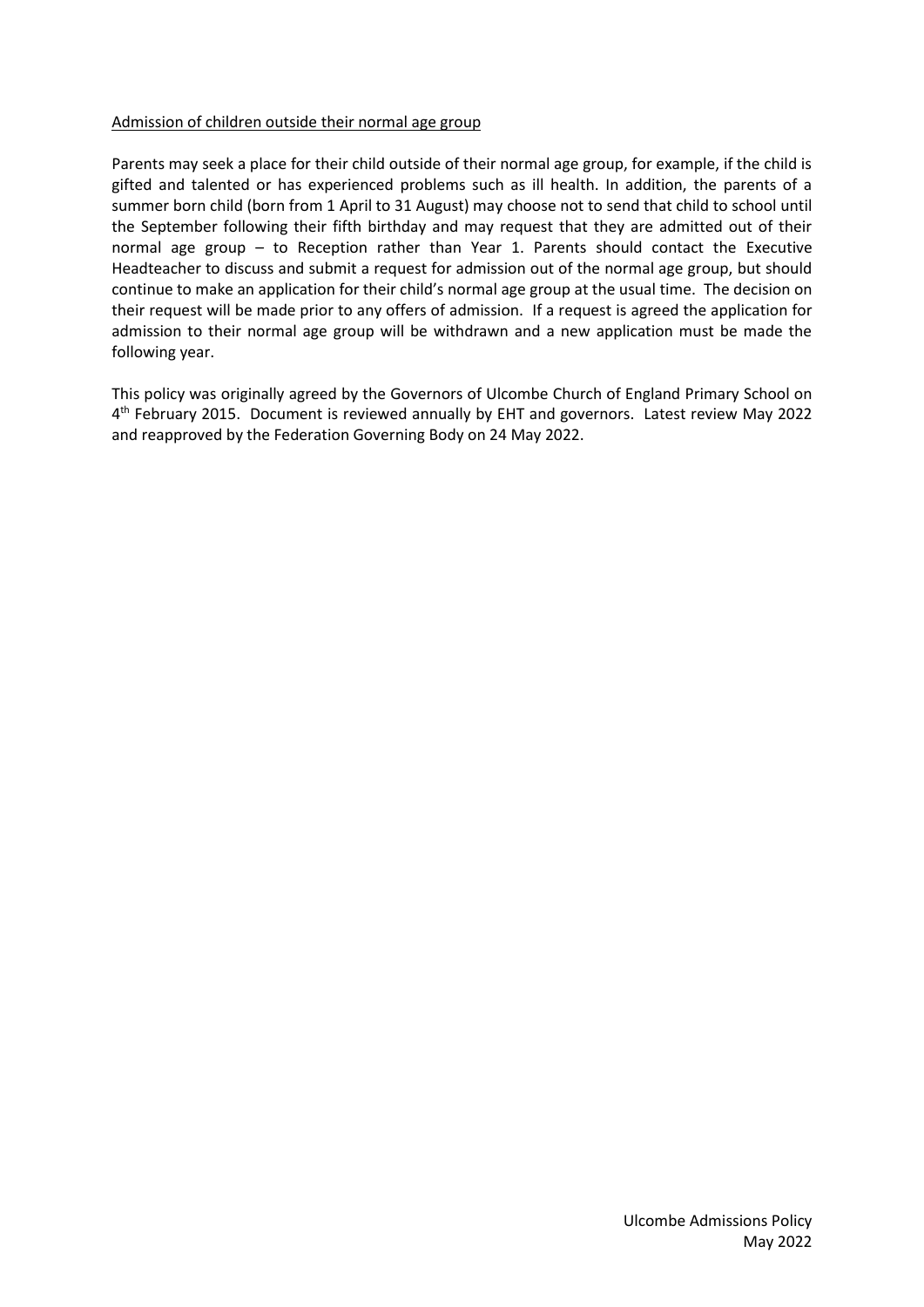Admission of children outside their normal age group

Parents may seek a place for their child outside of their normal age group, for example, if the child is gifted and talented or has experienced problems such as ill health. In addition, the parents of a summer born child (born from 1 April to 31 August) may choose not to send that child to school until the September following their fifth birthday and may request that they are admitted out of their normal age group – to Reception rather than Year 1. Parents should contact the Executive Headteacher to discuss and submit a request for admission out of the normal age group, but should continue to make an application for their child's normal age group at the usual time. The decision on their request will be made prior to any offers of admission. If a request is agreed the application for admission to their normal age group will be withdrawn and a new application must be made the following year.

This policy was originally agreed by the Governors of Ulcombe Church of England Primary School on 4th February 2015. Document is reviewed annually by EHT and governors. Latest review May 2022 and reapproved by the Federation Governing Body on 24 May 2022.